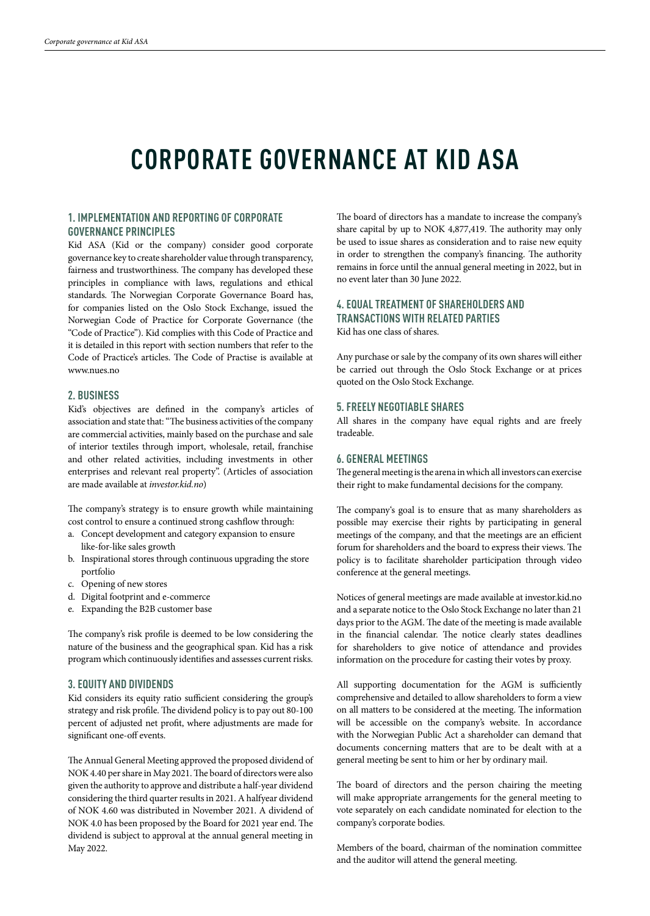# CORPORATE GOVERNANCE AT KID ASA

## 1. IMPLEMENTATION AND REPORTING OF CORPORATE GOVERNANCE PRINCIPLES

Kid ASA (Kid or the company) consider good corporate governance key to create shareholder value through transparency, fairness and trustworthiness. The company has developed these principles in compliance with laws, regulations and ethical standards. The Norwegian Corporate Governance Board has, for companies listed on the Oslo Stock Exchange, issued the Norwegian Code of Practice for Corporate Governance (the "Code of Practice"). Kid complies with this Code of Practice and it is detailed in this report with section numbers that refer to the Code of Practice's articles. The Code of Practise is available at www.nues.no

## 2. BUSINESS

Kid's objectives are defined in the company's articles of association and state that: "The business activities of the company are commercial activities, mainly based on the purchase and sale of interior textiles through import, wholesale, retail, franchise and other related activities, including investments in other enterprises and relevant real property". (Articles of association are made available at *investor.kid.no*)

The company's strategy is to ensure growth while maintaining cost control to ensure a continued strong cashflow through:

a. Concept development and category expansion to ensure like-for-like sales growth
b. Inspirational stores through continuous upgrading the store portfolio
c. Opening of new stores
d. Digital footprint and e-commerce
e. Expanding the B2B customer base

The company's risk profile is deemed to be low considering the nature of the business and the geographical span. Kid has a risk program which continuously identifies and assesses current risks.

## 3. EQUITY AND DIVIDENDS

Kid considers its equity ratio sufficient considering the group's strategy and risk profile. The dividend policy is to pay out 80-100 percent of adjusted net profit, where adjustments are made for significant one-off events.

The Annual General Meeting approved the proposed dividend of NOK 4.40 per share in May 2021. The board of directors were also given the authority to approve and distribute a half-year dividend considering the third quarter results in 2021. A halfyear dividend of NOK 4.60 was distributed in November 2021. A dividend of NOK 4.0 has been proposed by the Board for 2021 year end. The dividend is subject to approval at the annual general meeting in May 2022.

The board of directors has a mandate to increase the company's share capital by up to NOK 4,877,419. The authority may only be used to issue shares as consideration and to raise new equity in order to strengthen the company's financing. The authority remains in force until the annual general meeting in 2022, but in no event later than 30 June 2022.

## 4. EQUAL TREATMENT OF SHAREHOLDERS AND TRANSACTIONS WITH RELATED PARTIES

Kid has one class of shares.

Any purchase or sale by the company of its own shares will either be carried out through the Oslo Stock Exchange or at prices quoted on the Oslo Stock Exchange.

## 5. FREELY NEGOTIABLE SHARES

All shares in the company have equal rights and are freely tradeable.

## 6. GENERAL MEETINGS

The general meeting is the arena in which all investors can exercise their right to make fundamental decisions for the company.

The company's goal is to ensure that as many shareholders as possible may exercise their rights by participating in general meetings of the company, and that the meetings are an efficient forum for shareholders and the board to express their views. The policy is to facilitate shareholder participation through video conference at the general meetings.

Notices of general meetings are made available at investor.kid.no and a separate notice to the Oslo Stock Exchange no later than 21 days prior to the AGM. The date of the meeting is made available in the financial calendar. The notice clearly states deadlines for shareholders to give notice of attendance and provides information on the procedure for casting their votes by proxy.

All supporting documentation for the AGM is sufficiently comprehensive and detailed to allow shareholders to form a view on all matters to be considered at the meeting. The information will be accessible on the company's website. In accordance with the Norwegian Public Act a shareholder can demand that documents concerning matters that are to be dealt with at a general meeting be sent to him or her by ordinary mail.

The board of directors and the person chairing the meeting will make appropriate arrangements for the general meeting to vote separately on each candidate nominated for election to the company's corporate bodies.

Members of the board, chairman of the nomination committee and the auditor will attend the general meeting.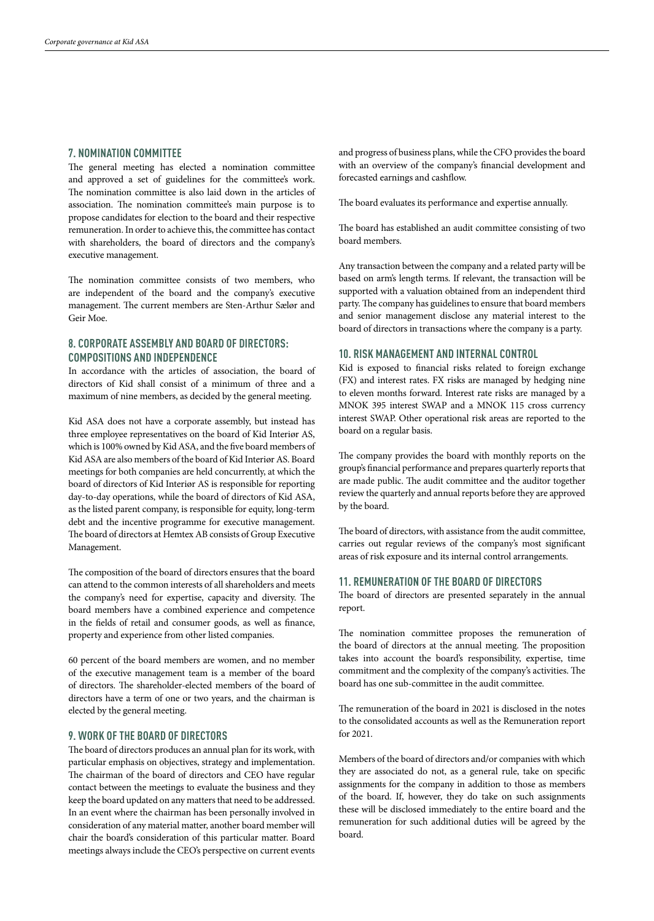## 7. NOMINATION COMMITTEE

The general meeting has elected a nomination committee and approved a set of guidelines for the committee's work. The nomination committee is also laid down in the articles of association. The nomination committee's main purpose is to propose candidates for election to the board and their respective remuneration. In order to achieve this, the committee has contact with shareholders, the board of directors and the company's executive management.

The nomination committee consists of two members, who are independent of the board and the company's executive management. The current members are Sten-Arthur Sælør and Geir Moe.

## 8. CORPORATE ASSEMBLY AND BOARD OF DIRECTORS: COMPOSITIONS AND INDEPENDENCE

In accordance with the articles of association, the board of directors of Kid shall consist of a minimum of three and a maximum of nine members, as decided by the general meeting.

Kid ASA does not have a corporate assembly, but instead has three employee representatives on the board of Kid Interiør AS, which is 100% owned by Kid ASA, and the five board members of Kid ASA are also members of the board of Kid Interiør AS. Board meetings for both companies are held concurrently, at which the board of directors of Kid Interiør AS is responsible for reporting day-to-day operations, while the board of directors of Kid ASA, as the listed parent company, is responsible for equity, long-term debt and the incentive programme for executive management. The board of directors at Hemtex AB consists of Group Executive Management.

The composition of the board of directors ensures that the board can attend to the common interests of all shareholders and meets the company's need for expertise, capacity and diversity. The board members have a combined experience and competence in the fields of retail and consumer goods, as well as finance, property and experience from other listed companies.

60 percent of the board members are women, and no member of the executive management team is a member of the board of directors. The shareholder-elected members of the board of directors have a term of one or two years, and the chairman is elected by the general meeting.

## 9. WORK OF THE BOARD OF DIRECTORS

The board of directors produces an annual plan for its work, with particular emphasis on objectives, strategy and implementation. The chairman of the board of directors and CEO have regular contact between the meetings to evaluate the business and they keep the board updated on any matters that need to be addressed. In an event where the chairman has been personally involved in consideration of any material matter, another board member will chair the board's consideration of this particular matter. Board meetings always include the CEO's perspective on current events and progress of business plans, while the CFO provides the board with an overview of the company's financial development and forecasted earnings and cashflow.

The board evaluates its performance and expertise annually.

The board has established an audit committee consisting of two board members.

Any transaction between the company and a related party will be based on arm's length terms. If relevant, the transaction will be supported with a valuation obtained from an independent third party. The company has guidelines to ensure that board members and senior management disclose any material interest to the board of directors in transactions where the company is a party.

## 10. RISK MANAGEMENT AND INTERNAL CONTROL

Kid is exposed to financial risks related to foreign exchange (FX) and interest rates. FX risks are managed by hedging nine to eleven months forward. Interest rate risks are managed by a MNOK 395 interest SWAP and a MNOK 115 cross currency interest SWAP. Other operational risk areas are reported to the board on a regular basis.

The company provides the board with monthly reports on the group's financial performance and prepares quarterly reports that are made public. The audit committee and the auditor together review the quarterly and annual reports before they are approved by the board.

The board of directors, with assistance from the audit committee, carries out regular reviews of the company's most significant areas of risk exposure and its internal control arrangements.

## 11. REMUNERATION OF THE BOARD OF DIRECTORS

The board of directors are presented separately in the annual report.

The nomination committee proposes the remuneration of the board of directors at the annual meeting. The proposition takes into account the board's responsibility, expertise, time commitment and the complexity of the company's activities. The board has one sub-committee in the audit committee.

The remuneration of the board in 2021 is disclosed in the notes to the consolidated accounts as well as the Remuneration report for 2021.

Members of the board of directors and/or companies with which they are associated do not, as a general rule, take on specific assignments for the company in addition to those as members of the board. If, however, they do take on such assignments these will be disclosed immediately to the entire board and the remuneration for such additional duties will be agreed by the board.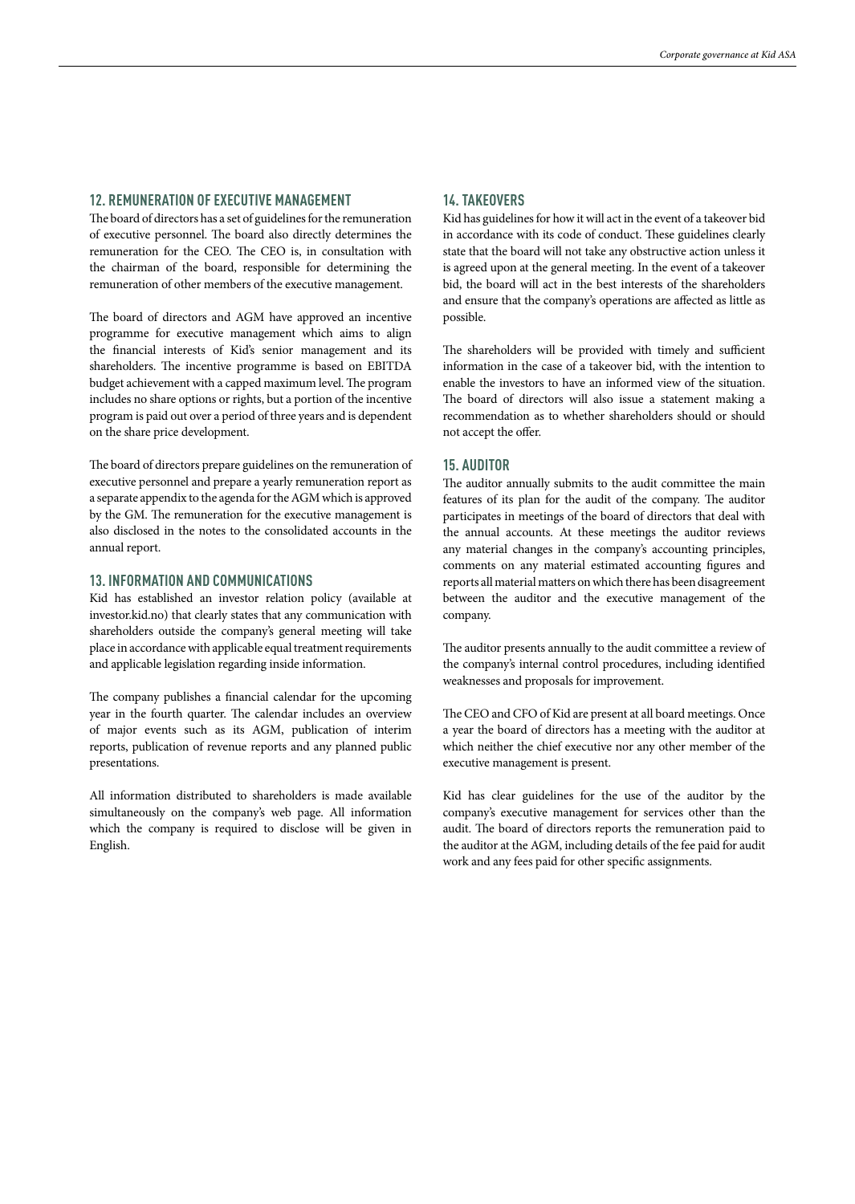## 12. REMUNERATION OF EXECUTIVE MANAGEMENT

The board of directors has a set of guidelines for the remuneration of executive personnel. The board also directly determines the remuneration for the CEO. The CEO is, in consultation with the chairman of the board, responsible for determining the remuneration of other members of the executive management.

The board of directors and AGM have approved an incentive programme for executive management which aims to align the financial interests of Kid's senior management and its shareholders. The incentive programme is based on EBITDA budget achievement with a capped maximum level. The program includes no share options or rights, but a portion of the incentive program is paid out over a period of three years and is dependent on the share price development.

The board of directors prepare guidelines on the remuneration of executive personnel and prepare a yearly remuneration report as a separate appendix to the agenda for the AGM which is approved by the GM. The remuneration for the executive management is also disclosed in the notes to the consolidated accounts in the annual report.

## 13. INFORMATION AND COMMUNICATIONS

Kid has established an investor relation policy (available at investor.kid.no) that clearly states that any communication with shareholders outside the company's general meeting will take place in accordance with applicable equal treatment requirements and applicable legislation regarding inside information.

The company publishes a financial calendar for the upcoming year in the fourth quarter. The calendar includes an overview of major events such as its AGM, publication of interim reports, publication of revenue reports and any planned public presentations.

All information distributed to shareholders is made available simultaneously on the company's web page. All information which the company is required to disclose will be given in English.

## 14. TAKEOVERS

Kid has guidelines for how it will act in the event of a takeover bid in accordance with its code of conduct. These guidelines clearly state that the board will not take any obstructive action unless it is agreed upon at the general meeting. In the event of a takeover bid, the board will act in the best interests of the shareholders and ensure that the company's operations are affected as little as possible.

The shareholders will be provided with timely and sufficient information in the case of a takeover bid, with the intention to enable the investors to have an informed view of the situation. The board of directors will also issue a statement making a recommendation as to whether shareholders should or should not accept the offer.

## 15. AUDITOR

The auditor annually submits to the audit committee the main features of its plan for the audit of the company. The auditor participates in meetings of the board of directors that deal with the annual accounts. At these meetings the auditor reviews any material changes in the company's accounting principles, comments on any material estimated accounting figures and reports all material matters on which there has been disagreement between the auditor and the executive management of the company.

The auditor presents annually to the audit committee a review of the company's internal control procedures, including identified weaknesses and proposals for improvement.

The CEO and CFO of Kid are present at all board meetings. Once a year the board of directors has a meeting with the auditor at which neither the chief executive nor any other member of the executive management is present.

Kid has clear guidelines for the use of the auditor by the company's executive management for services other than the audit. The board of directors reports the remuneration paid to the auditor at the AGM, including details of the fee paid for audit work and any fees paid for other specific assignments.